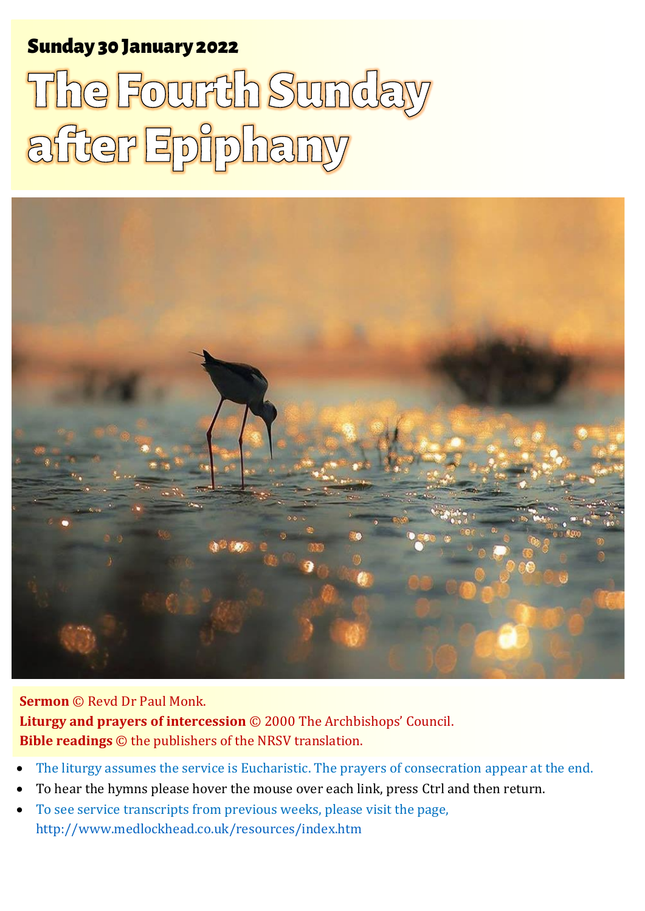**Sunday 30 January 2022**

# The Fourth Sunday after Epiphany

**Sermon** © Revd Dr Paul Monk.
**Liturgy and prayers of intercession** © 2000 The Archbishops' Council.
**Bible readings** © the publishers of the NRSV translation.

- The liturgy assumes the service is Eucharistic. The prayers of consecration appear at the end.
- To hear the hymns please hover the mouse over each link, press Ctrl and then return.
- To see service transcripts from previous weeks, please visit the page, http://www.medlockhead.co.uk/resources/index.htm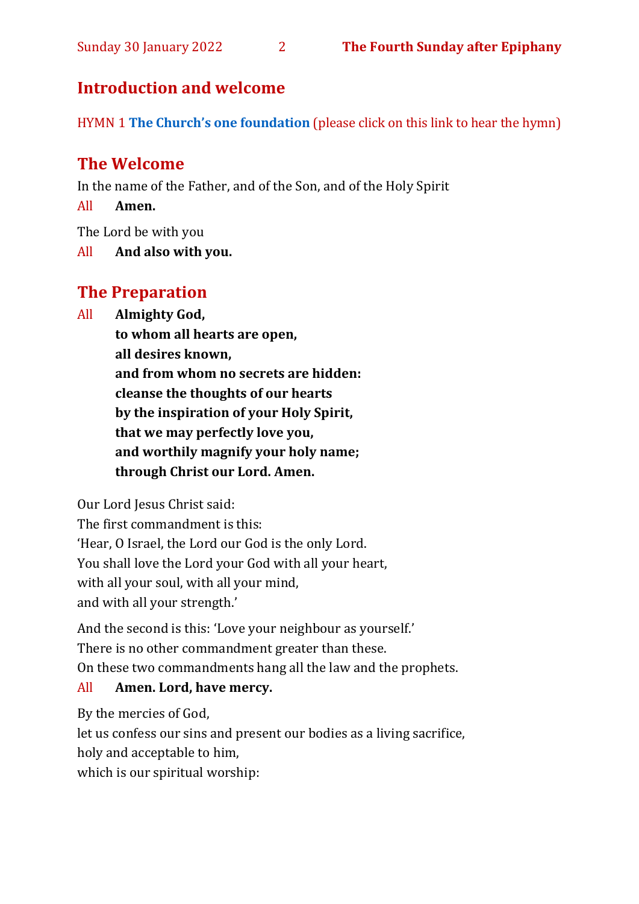## Introduction and welcome

HYMN 1 **The Church's one foundation** (please click on this link to hear the hymn)

## The Welcome

In the name of the Father, and of the Son, and of the Holy Spirit

All **Amen.**

The Lord be with you

All **And also with you.**

## The Preparation

All **Almighty God,**
**to whom all hearts are open,**
**all desires known,**
**and from whom no secrets are hidden:**
**cleanse the thoughts of our hearts**
**by the inspiration of your Holy Spirit,**
**that we may perfectly love you,**
**and worthily magnify your holy name;**
**through Christ our Lord. Amen.**

Our Lord Jesus Christ said:
The first commandment is this:
'Hear, O Israel, the Lord our God is the only Lord.
You shall love the Lord your God with all your heart,
with all your soul, with all your mind,
and with all your strength.'

And the second is this: 'Love your neighbour as yourself.'
There is no other commandment greater than these.
On these two commandments hang all the law and the prophets.

All **Amen. Lord, have mercy.**

By the mercies of God,
let us confess our sins and present our bodies as a living sacrifice,
holy and acceptable to him,
which is our spiritual worship: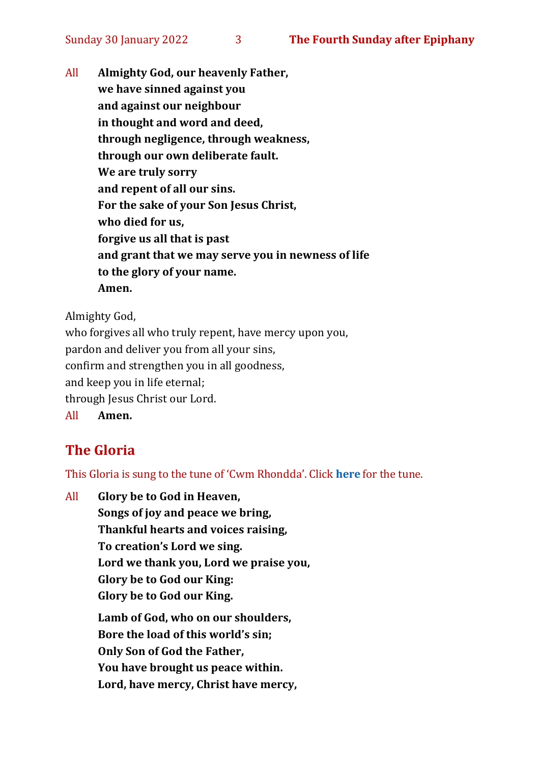All **Almighty God, our heavenly Father,**
**we have sinned against you**
**and against our neighbour**
**in thought and word and deed,**
**through negligence, through weakness,**
**through our own deliberate fault.**
**We are truly sorry**
**and repent of all our sins.**
**For the sake of your Son Jesus Christ,**
**who died for us,**
**forgive us all that is past**
**and grant that we may serve you in newness of life**
**to the glory of your name.**
**Amen.**

Almighty God,
who forgives all who truly repent, have mercy upon you,
pardon and deliver you from all your sins,
confirm and strengthen you in all goodness,
and keep you in life eternal;
through Jesus Christ our Lord.

All **Amen.**

## The Gloria

This Gloria is sung to the tune of 'Cwm Rhondda'. Click **here** for the tune.

All **Glory be to God in Heaven,**
**Songs of joy and peace we bring,**
**Thankful hearts and voices raising,**
**To creation's Lord we sing.**
**Lord we thank you, Lord we praise you,**
**Glory be to God our King:**
**Glory be to God our King.**

**Lamb of God, who on our shoulders,**
**Bore the load of this world's sin;**
**Only Son of God the Father,**
**You have brought us peace within.**
**Lord, have mercy, Christ have mercy,**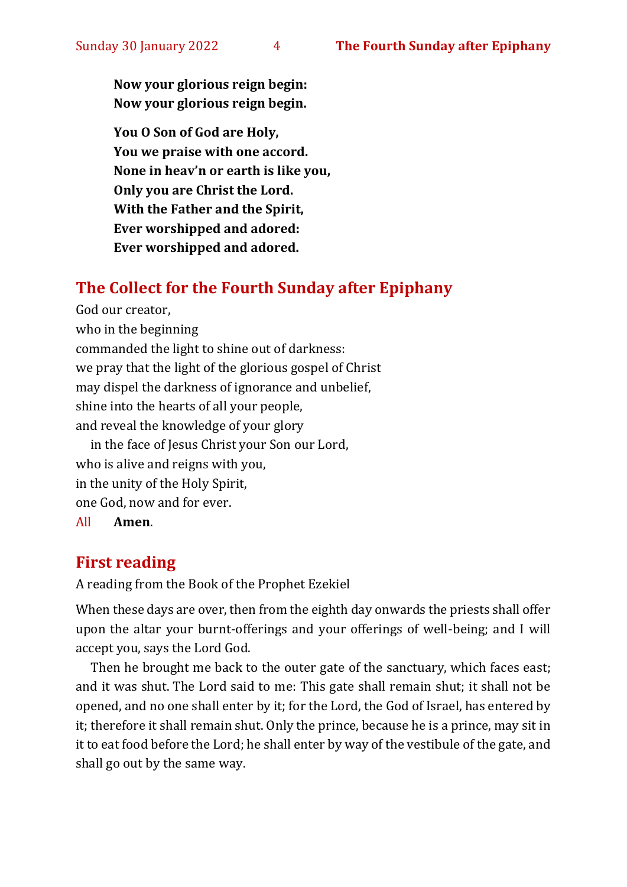**Now your glorious reign begin:**
**Now your glorious reign begin.**

**You O Son of God are Holy,**
**You we praise with one accord.**
**None in heav'n or earth is like you,**
**Only you are Christ the Lord.**
**With the Father and the Spirit,**
**Ever worshipped and adored:**
**Ever worshipped and adored.**

## The Collect for the Fourth Sunday after Epiphany

God our creator,
who in the beginning
commanded the light to shine out of darkness:
we pray that the light of the glorious gospel of Christ
may dispel the darkness of ignorance and unbelief,
shine into the hearts of all your people,
and reveal the knowledge of your glory
in the face of Jesus Christ your Son our Lord,
who is alive and reigns with you,
in the unity of the Holy Spirit,
one God, now and for ever.
All **Amen**.

## First reading

A reading from the Book of the Prophet Ezekiel

When these days are over, then from the eighth day onwards the priests shall offer upon the altar your burnt-offerings and your offerings of well-being; and I will accept you, says the Lord God.

Then he brought me back to the outer gate of the sanctuary, which faces east; and it was shut. The Lord said to me: This gate shall remain shut; it shall not be opened, and no one shall enter by it; for the Lord, the God of Israel, has entered by it; therefore it shall remain shut. Only the prince, because he is a prince, may sit in it to eat food before the Lord; he shall enter by way of the vestibule of the gate, and shall go out by the same way.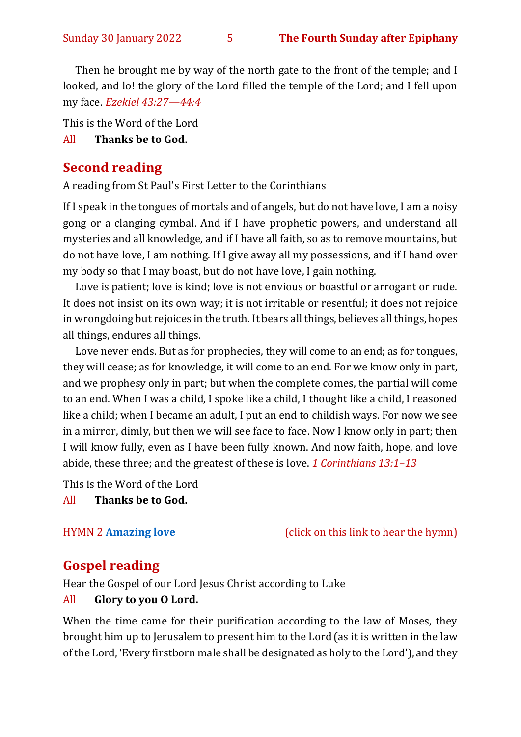Then he brought me by way of the north gate to the front of the temple; and I looked, and lo! the glory of the Lord filled the temple of the Lord; and I fell upon my face. *Ezekiel 43:27—44:4*

This is the Word of the Lord

All **Thanks be to God.**

## Second reading

A reading from St Paul's First Letter to the Corinthians

If I speak in the tongues of mortals and of angels, but do not have love, I am a noisy gong or a clanging cymbal. And if I have prophetic powers, and understand all mysteries and all knowledge, and if I have all faith, so as to remove mountains, but do not have love, I am nothing. If I give away all my possessions, and if I hand over my body so that I may boast, but do not have love, I gain nothing.

Love is patient; love is kind; love is not envious or boastful or arrogant or rude. It does not insist on its own way; it is not irritable or resentful; it does not rejoice in wrongdoing but rejoices in the truth. It bears all things, believes all things, hopes all things, endures all things.

Love never ends. But as for prophecies, they will come to an end; as for tongues, they will cease; as for knowledge, it will come to an end. For we know only in part, and we prophesy only in part; but when the complete comes, the partial will come to an end. When I was a child, I spoke like a child, I thought like a child, I reasoned like a child; when I became an adult, I put an end to childish ways. For now we see in a mirror, dimly, but then we will see face to face. Now I know only in part; then I will know fully, even as I have been fully known. And now faith, hope, and love abide, these three; and the greatest of these is love. *1 Corinthians 13:1–13*

This is the Word of the Lord

All **Thanks be to God.**

HYMN 2 **Amazing love** (click on this link to hear the hymn)

## Gospel reading

Hear the Gospel of our Lord Jesus Christ according to Luke

All **Glory to you O Lord.**

When the time came for their purification according to the law of Moses, they brought him up to Jerusalem to present him to the Lord (as it is written in the law of the Lord, 'Every firstborn male shall be designated as holy to the Lord'), and they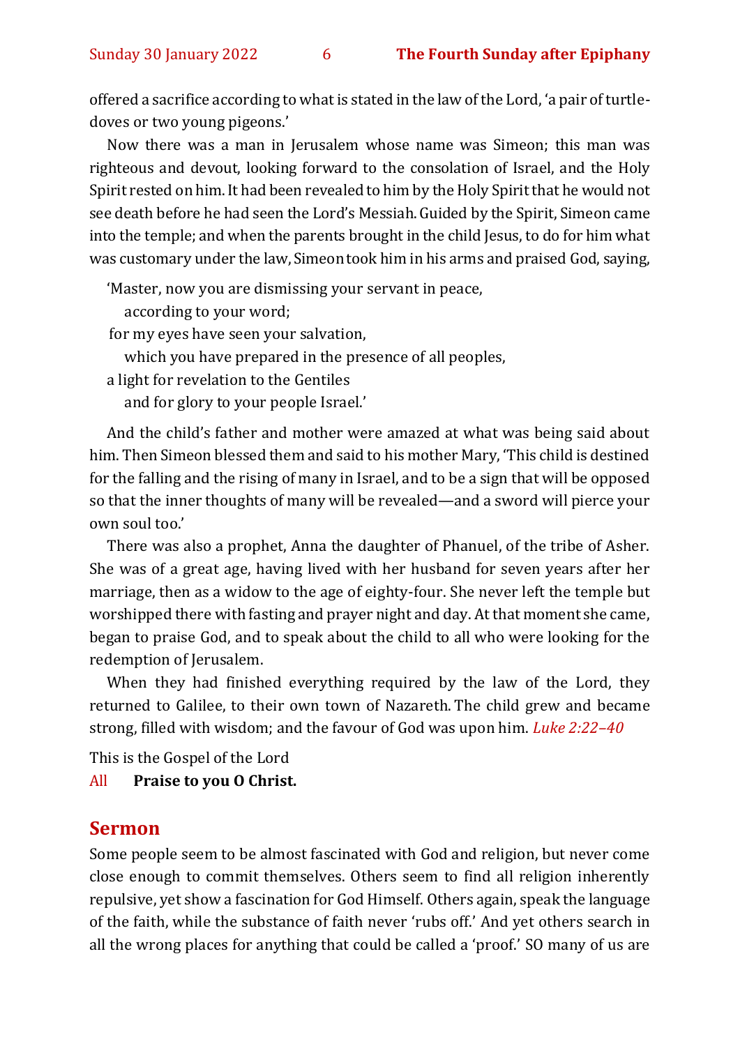offered a sacrifice according to what is stated in the law of the Lord, 'a pair of turtle-doves or two young pigeons.'

Now there was a man in Jerusalem whose name was Simeon; this man was righteous and devout, looking forward to the consolation of Israel, and the Holy Spirit rested on him. It had been revealed to him by the Holy Spirit that he would not see death before he had seen the Lord's Messiah. Guided by the Spirit, Simeon came into the temple; and when the parents brought in the child Jesus, to do for him what was customary under the law, Simeon took him in his arms and praised God, saying,

'Master, now you are dismissing your servant in peace,
according to your word;
for my eyes have seen your salvation,
which you have prepared in the presence of all peoples,
a light for revelation to the Gentiles
and for glory to your people Israel.'

And the child's father and mother were amazed at what was being said about him. Then Simeon blessed them and said to his mother Mary, 'This child is destined for the falling and the rising of many in Israel, and to be a sign that will be opposed so that the inner thoughts of many will be revealed—and a sword will pierce your own soul too.'

There was also a prophet, Anna the daughter of Phanuel, of the tribe of Asher. She was of a great age, having lived with her husband for seven years after her marriage, then as a widow to the age of eighty-four. She never left the temple but worshipped there with fasting and prayer night and day. At that moment she came, began to praise God, and to speak about the child to all who were looking for the redemption of Jerusalem.

When they had finished everything required by the law of the Lord, they returned to Galilee, to their own town of Nazareth. The child grew and became strong, filled with wisdom; and the favour of God was upon him. *Luke 2:22–40*

This is the Gospel of the Lord

All **Praise to you O Christ.**

## Sermon

Some people seem to be almost fascinated with God and religion, but never come close enough to commit themselves. Others seem to find all religion inherently repulsive, yet show a fascination for God Himself. Others again, speak the language of the faith, while the substance of faith never 'rubs off.' And yet others search in all the wrong places for anything that could be called a 'proof.' SO many of us are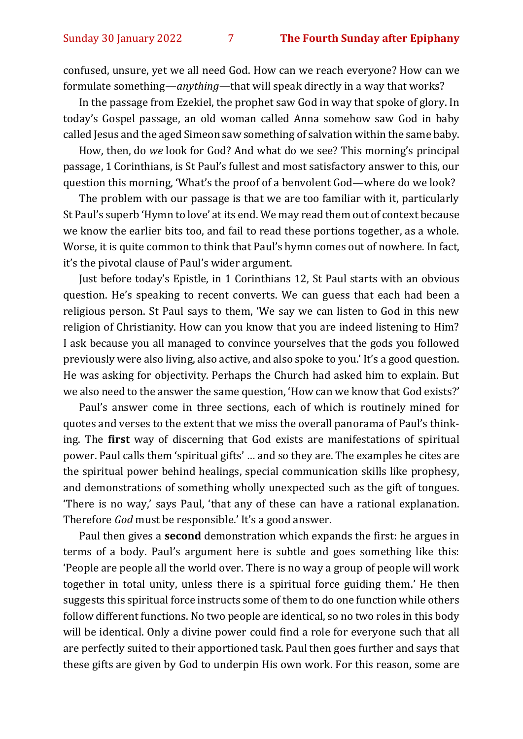confused, unsure, yet we all need God. How can we reach everyone? How can we formulate something—*anything*—that will speak directly in a way that works?

In the passage from Ezekiel, the prophet saw God in way that spoke of glory. In today's Gospel passage, an old woman called Anna somehow saw God in baby called Jesus and the aged Simeon saw something of salvation within the same baby.

How, then, do *we* look for God? And what do we see? This morning's principal passage, 1 Corinthians, is St Paul's fullest and most satisfactory answer to this, our question this morning, 'What's the proof of a benvolent God—where do we look?

The problem with our passage is that we are too familiar with it, particularly St Paul's superb 'Hymn to love' at its end. We may read them out of context because we know the earlier bits too, and fail to read these portions together, as a whole. Worse, it is quite common to think that Paul's hymn comes out of nowhere. In fact, it's the pivotal clause of Paul's wider argument.

Just before today's Epistle, in 1 Corinthians 12, St Paul starts with an obvious question. He's speaking to recent converts. We can guess that each had been a religious person. St Paul says to them, 'We say we can listen to God in this new religion of Christianity. How can you know that you are indeed listening to Him? I ask because you all managed to convince yourselves that the gods you followed previously were also living, also active, and also spoke to you.' It's a good question. He was asking for objectivity. Perhaps the Church had asked him to explain. But we also need to the answer the same question, 'How can we know that God exists?'

Paul's answer come in three sections, each of which is routinely mined for quotes and verses to the extent that we miss the overall panorama of Paul's thinking. The **first** way of discerning that God exists are manifestations of spiritual power. Paul calls them 'spiritual gifts' … and so they are. The examples he cites are the spiritual power behind healings, special communication skills like prophesy, and demonstrations of something wholly unexpected such as the gift of tongues. 'There is no way,' says Paul, 'that any of these can have a rational explanation. Therefore *God* must be responsible.' It's a good answer.

Paul then gives a **second** demonstration which expands the first: he argues in terms of a body. Paul's argument here is subtle and goes something like this: 'People are people all the world over. There is no way a group of people will work together in total unity, unless there is a spiritual force guiding them.' He then suggests this spiritual force instructs some of them to do one function while others follow different functions. No two people are identical, so no two roles in this body will be identical. Only a divine power could find a role for everyone such that all are perfectly suited to their apportioned task. Paul then goes further and says that these gifts are given by God to underpin His own work. For this reason, some are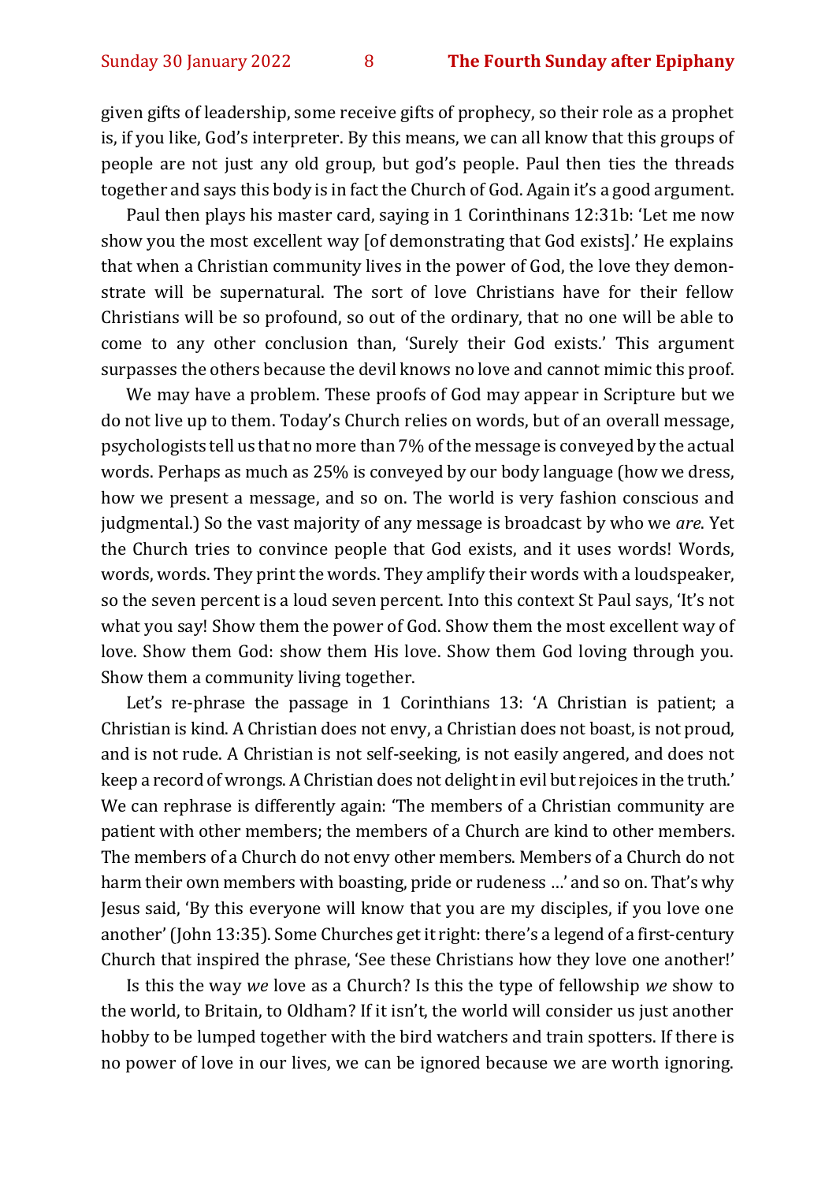given gifts of leadership, some receive gifts of prophecy, so their role as a prophet is, if you like, God's interpreter. By this means, we can all know that this groups of people are not just any old group, but god's people. Paul then ties the threads together and says this body is in fact the Church of God. Again it's a good argument.

Paul then plays his master card, saying in 1 Corinthinans 12:31b: 'Let me now show you the most excellent way [of demonstrating that God exists].' He explains that when a Christian community lives in the power of God, the love they demonstrate will be supernatural. The sort of love Christians have for their fellow Christians will be so profound, so out of the ordinary, that no one will be able to come to any other conclusion than, 'Surely their God exists.' This argument surpasses the others because the devil knows no love and cannot mimic this proof.

We may have a problem. These proofs of God may appear in Scripture but we do not live up to them. Today's Church relies on words, but of an overall message, psychologists tell us that no more than 7% of the message is conveyed by the actual words. Perhaps as much as 25% is conveyed by our body language (how we dress, how we present a message, and so on. The world is very fashion conscious and judgmental.) So the vast majority of any message is broadcast by who we *are*. Yet the Church tries to convince people that God exists, and it uses words! Words, words, words. They print the words. They amplify their words with a loudspeaker, so the seven percent is a loud seven percent. Into this context St Paul says, 'It's not what you say! Show them the power of God. Show them the most excellent way of love. Show them God: show them His love. Show them God loving through you. Show them a community living together.

Let's re-phrase the passage in 1 Corinthians 13: 'A Christian is patient; a Christian is kind. A Christian does not envy, a Christian does not boast, is not proud, and is not rude. A Christian is not self-seeking, is not easily angered, and does not keep a record of wrongs. A Christian does not delight in evil but rejoices in the truth.' We can rephrase is differently again: 'The members of a Christian community are patient with other members; the members of a Church are kind to other members. The members of a Church do not envy other members. Members of a Church do not harm their own members with boasting, pride or rudeness …' and so on. That's why Jesus said, 'By this everyone will know that you are my disciples, if you love one another' (John 13:35). Some Churches get it right: there's a legend of a first-century Church that inspired the phrase, 'See these Christians how they love one another!'

Is this the way *we* love as a Church? Is this the type of fellowship *we* show to the world, to Britain, to Oldham? If it isn't, the world will consider us just another hobby to be lumped together with the bird watchers and train spotters. If there is no power of love in our lives, we can be ignored because we are worth ignoring.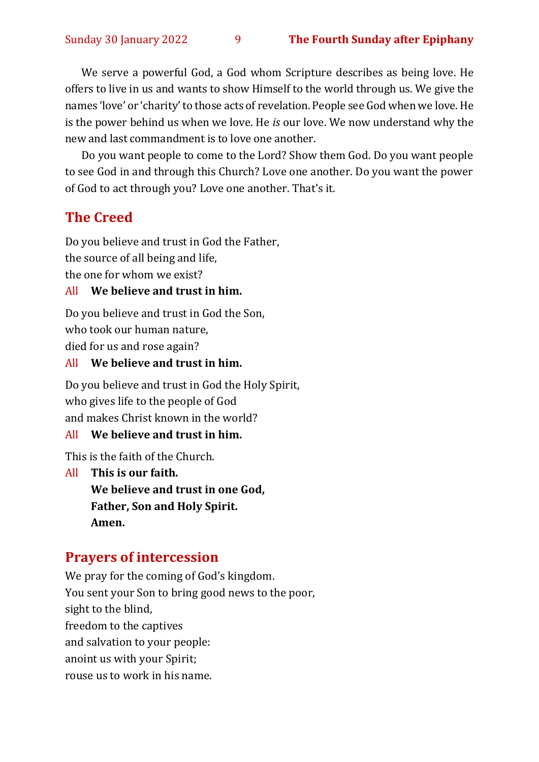We serve a powerful God, a God whom Scripture describes as being love. He offers to live in us and wants to show Himself to the world through us. We give the names 'love' or 'charity' to those acts of revelation. People see God when we love. He is the power behind us when we love. He *is* our love. We now understand why the new and last commandment is to love one another.

Do you want people to come to the Lord? Show them God. Do you want people to see God in and through this Church? Love one another. Do you want the power of God to act through you? Love one another. That's it.

## The Creed

Do you believe and trust in God the Father,
the source of all being and life,
the one for whom we exist?

All **We believe and trust in him.**

Do you believe and trust in God the Son,
who took our human nature,
died for us and rose again?

All **We believe and trust in him.**

Do you believe and trust in God the Holy Spirit,
who gives life to the people of God
and makes Christ known in the world?

All **We believe and trust in him.**

This is the faith of the Church.

All **This is our faith.**
**We believe and trust in one God,**
**Father, Son and Holy Spirit.**
**Amen.**

## Prayers of intercession

We pray for the coming of God's kingdom.
You sent your Son to bring good news to the poor,
sight to the blind,
freedom to the captives
and salvation to your people:
anoint us with your Spirit;
rouse us to work in his name.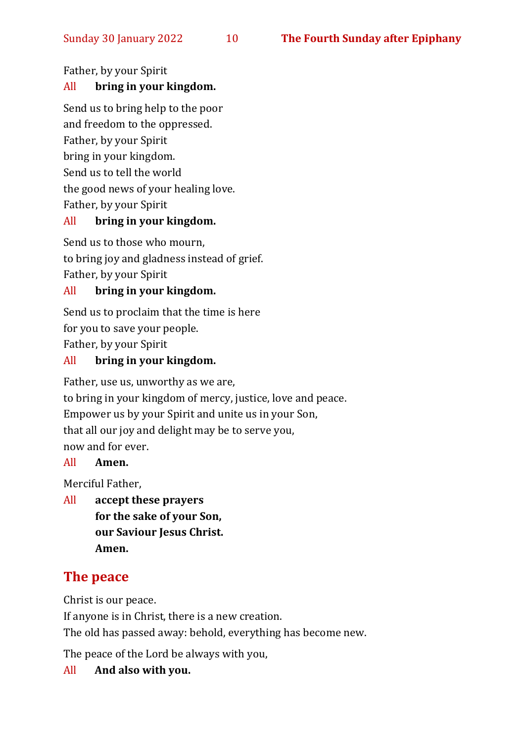Father, by your Spirit

All **bring in your kingdom.**

Send us to bring help to the poor
and freedom to the oppressed.
Father, by your Spirit
bring in your kingdom.
Send us to tell the world
the good news of your healing love.
Father, by your Spirit

All **bring in your kingdom.**

Send us to those who mourn,
to bring joy and gladness instead of grief.
Father, by your Spirit

All **bring in your kingdom.**

Send us to proclaim that the time is here
for you to save your people.
Father, by your Spirit

All **bring in your kingdom.**

Father, use us, unworthy as we are,
to bring in your kingdom of mercy, justice, love and peace.
Empower us by your Spirit and unite us in your Son,
that all our joy and delight may be to serve you,
now and for ever.

All **Amen.**

Merciful Father,

All **accept these prayers**
**for the sake of your Son,**
**our Saviour Jesus Christ.**
**Amen.**

## The peace

Christ is our peace.
If anyone is in Christ, there is a new creation.
The old has passed away: behold, everything has become new.

The peace of the Lord be always with you,

All **And also with you.**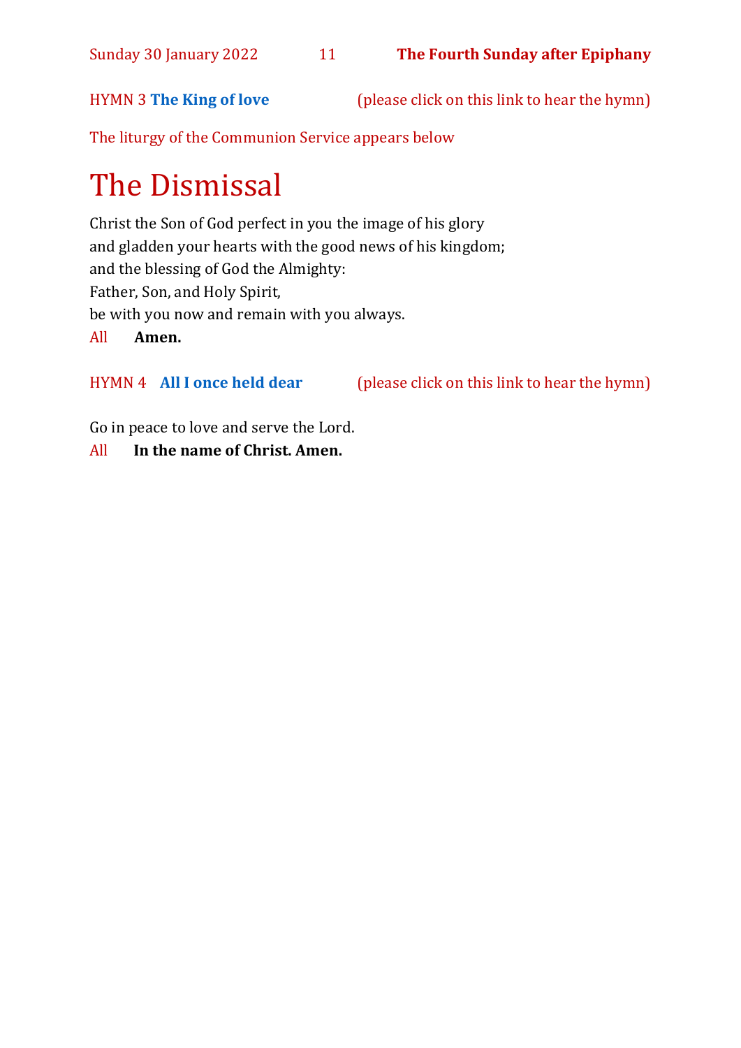HYMN 3 **The King of love** (please click on this link to hear the hymn)

The liturgy of the Communion Service appears below

# The Dismissal

Christ the Son of God perfect in you the image of his glory
and gladden your hearts with the good news of his kingdom;
and the blessing of God the Almighty:
Father, Son, and Holy Spirit,
be with you now and remain with you always.

All **Amen.**

HYMN 4 **All I once held dear** (please click on this link to hear the hymn)

Go in peace to love and serve the Lord.

All **In the name of Christ. Amen.**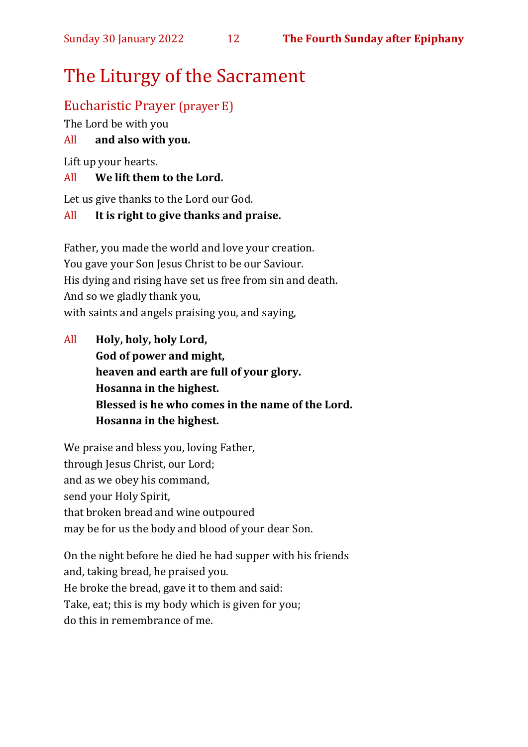# The Liturgy of the Sacrament

## Eucharistic Prayer (prayer E)

The Lord be with you

All **and also with you.**

Lift up your hearts.

All **We lift them to the Lord.**

Let us give thanks to the Lord our God.

All **It is right to give thanks and praise.**

Father, you made the world and love your creation.
You gave your Son Jesus Christ to be our Saviour.
His dying and rising have set us free from sin and death.
And so we gladly thank you,
with saints and angels praising you, and saying,

All **Holy, holy, holy Lord,**
**God of power and might,**
**heaven and earth are full of your glory.**
**Hosanna in the highest.**
**Blessed is he who comes in the name of the Lord.**
**Hosanna in the highest.**

We praise and bless you, loving Father,
through Jesus Christ, our Lord;
and as we obey his command,
send your Holy Spirit,
that broken bread and wine outpoured
may be for us the body and blood of your dear Son.

On the night before he died he had supper with his friends
and, taking bread, he praised you.
He broke the bread, gave it to them and said:
Take, eat; this is my body which is given for you;
do this in remembrance of me.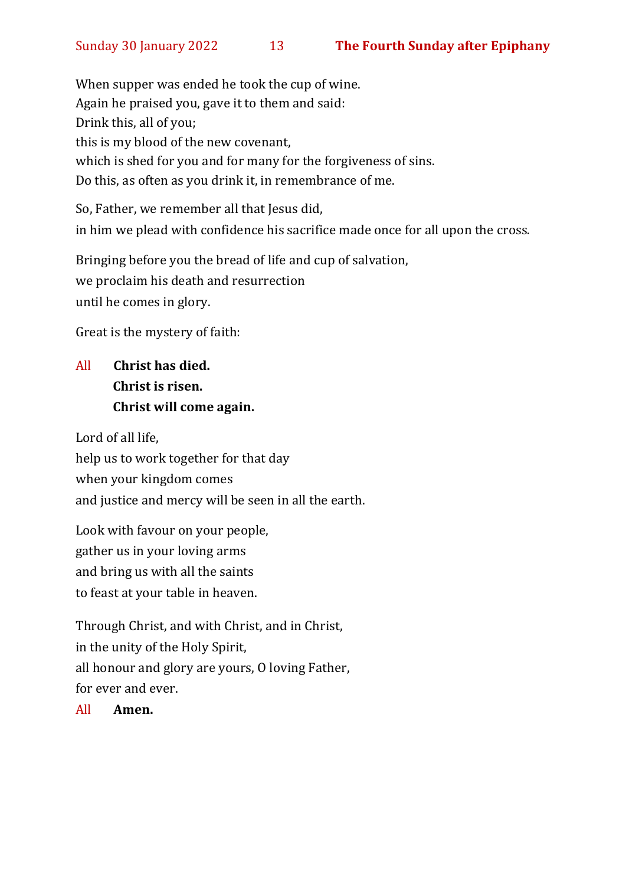When supper was ended he took the cup of wine.
Again he praised you, gave it to them and said:
Drink this, all of you;
this is my blood of the new covenant,
which is shed for you and for many for the forgiveness of sins.
Do this, as often as you drink it, in remembrance of me.

So, Father, we remember all that Jesus did,
in him we plead with confidence his sacrifice made once for all upon the cross.

Bringing before you the bread of life and cup of salvation,
we proclaim his death and resurrection
until he comes in glory.

Great is the mystery of faith:

All **Christ has died.**
**Christ is risen.**
**Christ will come again.**

Lord of all life,
help us to work together for that day
when your kingdom comes
and justice and mercy will be seen in all the earth.

Look with favour on your people,
gather us in your loving arms
and bring us with all the saints
to feast at your table in heaven.

Through Christ, and with Christ, and in Christ,
in the unity of the Holy Spirit,
all honour and glory are yours, O loving Father,
for ever and ever.

All **Amen.**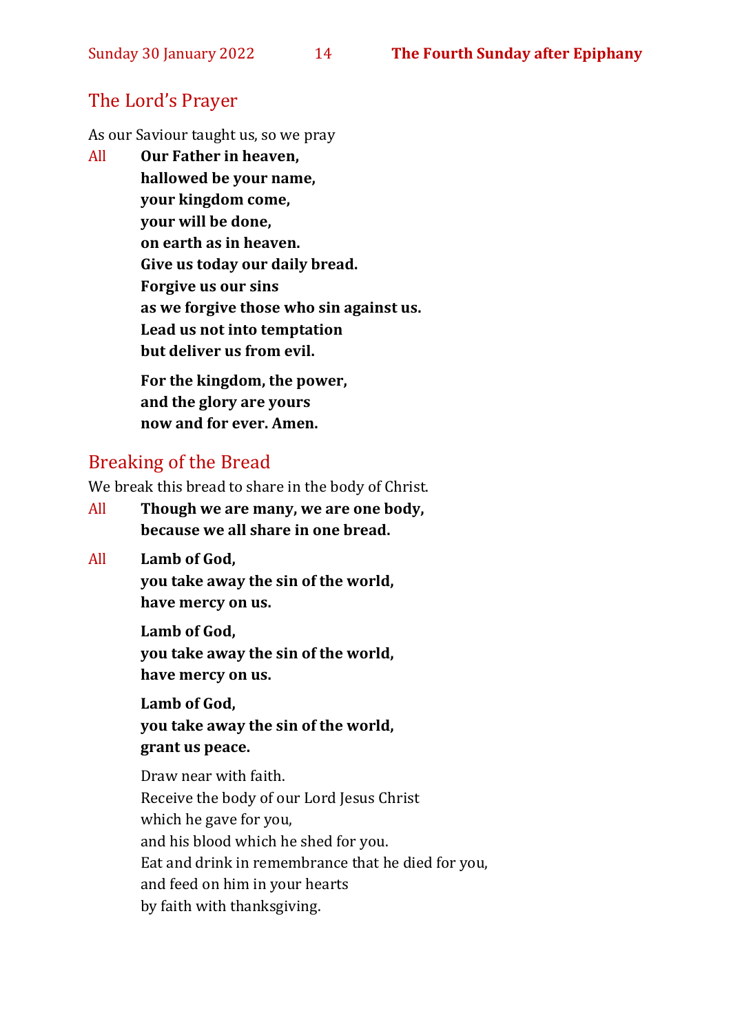## The Lord's Prayer

As our Saviour taught us, so we pray

All **Our Father in heaven,**
**hallowed be your name,**
**your kingdom come,**
**your will be done,**
**on earth as in heaven.**
**Give us today our daily bread.**
**Forgive us our sins**
**as we forgive those who sin against us.**
**Lead us not into temptation**
**but deliver us from evil.**

**For the kingdom, the power,**
**and the glory are yours**
**now and for ever. Amen.**

## Breaking of the Bread

We break this bread to share in the body of Christ.

All **Though we are many, we are one body,**
**because we all share in one bread.**

All **Lamb of God,**
**you take away the sin of the world,**
**have mercy on us.**

**Lamb of God,**
**you take away the sin of the world,**
**have mercy on us.**

**Lamb of God,**
**you take away the sin of the world,**
**grant us peace.**

Draw near with faith.
Receive the body of our Lord Jesus Christ
which he gave for you,
and his blood which he shed for you.
Eat and drink in remembrance that he died for you,
and feed on him in your hearts
by faith with thanksgiving.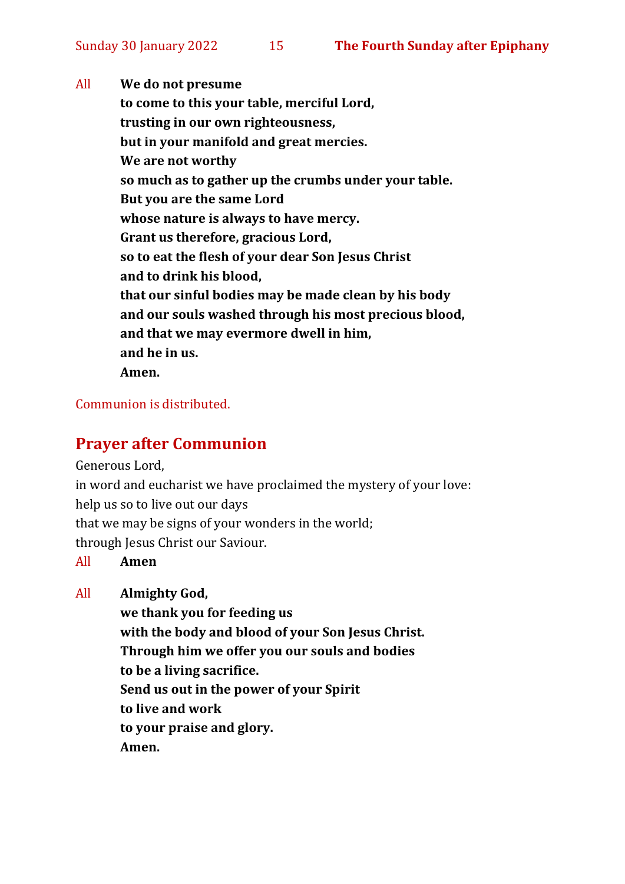All **We do not presume**
**to come to this your table, merciful Lord,**
**trusting in our own righteousness,**
**but in your manifold and great mercies.**
**We are not worthy**
**so much as to gather up the crumbs under your table.**
**But you are the same Lord**
**whose nature is always to have mercy.**
**Grant us therefore, gracious Lord,**
**so to eat the flesh of your dear Son Jesus Christ**
**and to drink his blood,**
**that our sinful bodies may be made clean by his body**
**and our souls washed through his most precious blood,**
**and that we may evermore dwell in him,**
**and he in us.**
**Amen.**

Communion is distributed.

## Prayer after Communion

Generous Lord,
in word and eucharist we have proclaimed the mystery of your love:
help us so to live out our days
that we may be signs of your wonders in the world;
through Jesus Christ our Saviour.

All **Amen**

All **Almighty God,**
**we thank you for feeding us**
**with the body and blood of your Son Jesus Christ.**
**Through him we offer you our souls and bodies**
**to be a living sacrifice.**
**Send us out in the power of your Spirit**
**to live and work**
**to your praise and glory.**
**Amen.**